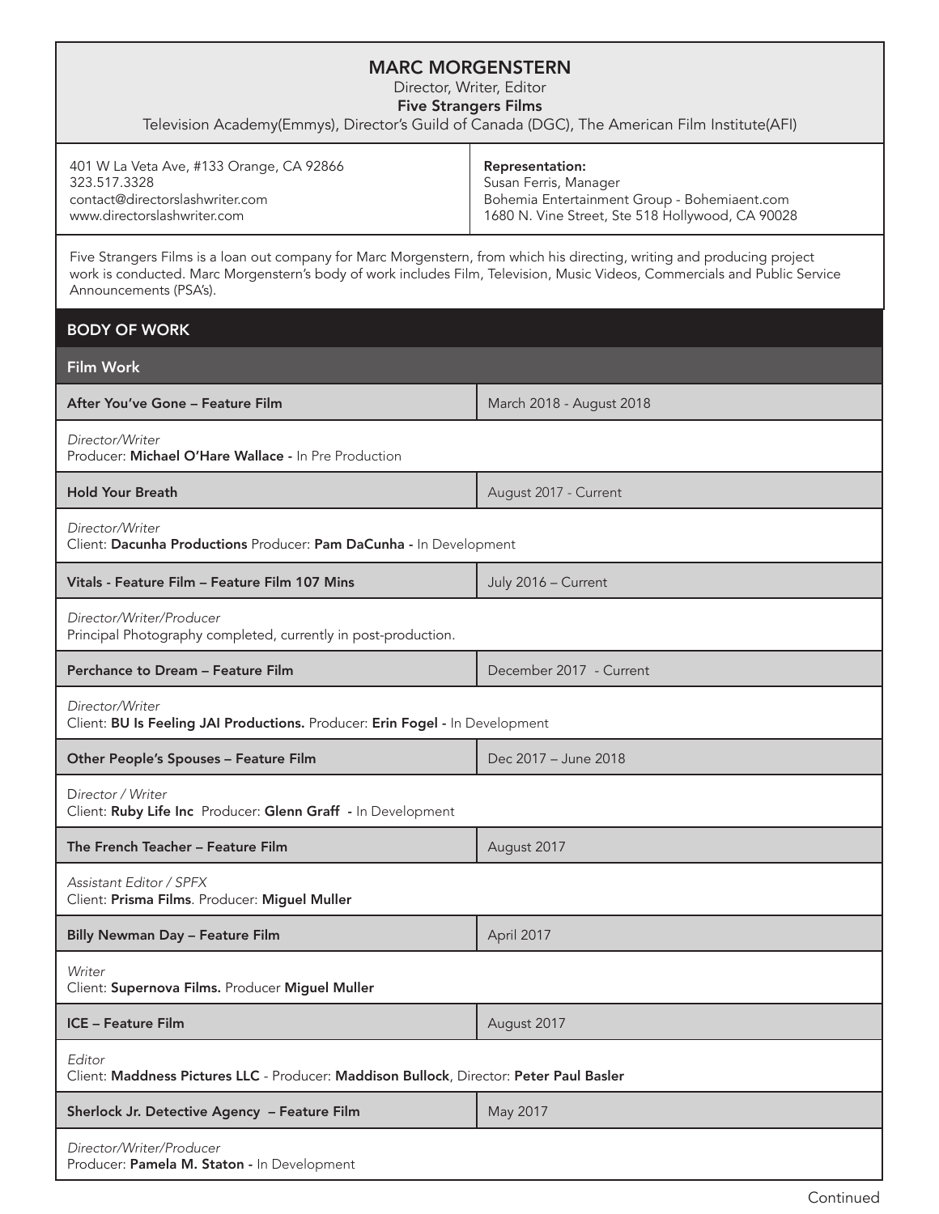# MARC MORGENSTERN

Director, Writer, Editor

**Five Strangers Films**

Television Academy(Emmys), Director's Guild of Canada (DGC), The American Film Institute(AFI)

401 W La Veta Ave, #133 Orange, CA 92866
323.517.3328
contact@directorslashwriter.com
www.directorslashwriter.com

**Representation:**
Susan Ferris, Manager
Bohemia Entertainment Group - Bohemiaent.com
1680 N. Vine Street, Ste 518 Hollywood, CA 90028

Five Strangers Films is a loan out company for Marc Morgenstern, from which his directing, writing and producing project work is conducted. Marc Morgenstern's body of work includes Film, Television, Music Videos, Commercials and Public Service Announcements (PSA's).

## BODY OF WORK

### Film Work

**After You've Gone – Feature Film** — March 2018 - August 2018

*Director/Writer*
Producer: **Michael O'Hare Wallace -** In Pre Production

**Hold Your Breath** — August 2017 - Current

*Director/Writer*
Client: **Dacunha Productions** Producer: **Pam DaCunha -** In Development

**Vitals - Feature Film – Feature Film 107 Mins** — July 2016 – Current

*Director/Writer/Producer*
Principal Photography completed, currently in post-production.

**Perchance to Dream – Feature Film** — December 2017 - Current

*Director/Writer*
Client: **BU Is Feeling JAI Productions.** Producer: **Erin Fogel -** In Development

**Other People's Spouses – Feature Film** — Dec 2017 – June 2018

*Director / Writer*
Client: **Ruby Life Inc** Producer: **Glenn Graff -** In Development

**The French Teacher – Feature Film** — August 2017

*Assistant Editor / SPFX*
Client: **Prisma Films**. Producer: **Miguel Muller**

**Billy Newman Day – Feature Film** — April 2017

*Writer*
Client: **Supernova Films.** Producer **Miguel Muller**

**ICE – Feature Film** — August 2017

*Editor*
Client: **Maddness Pictures LLC** - Producer: **Maddison Bullock**, Director: **Peter Paul Basler**

**Sherlock Jr. Detective Agency – Feature Film** — May 2017

*Director/Writer/Producer*
Producer: **Pamela M. Staton -** In Development

Continued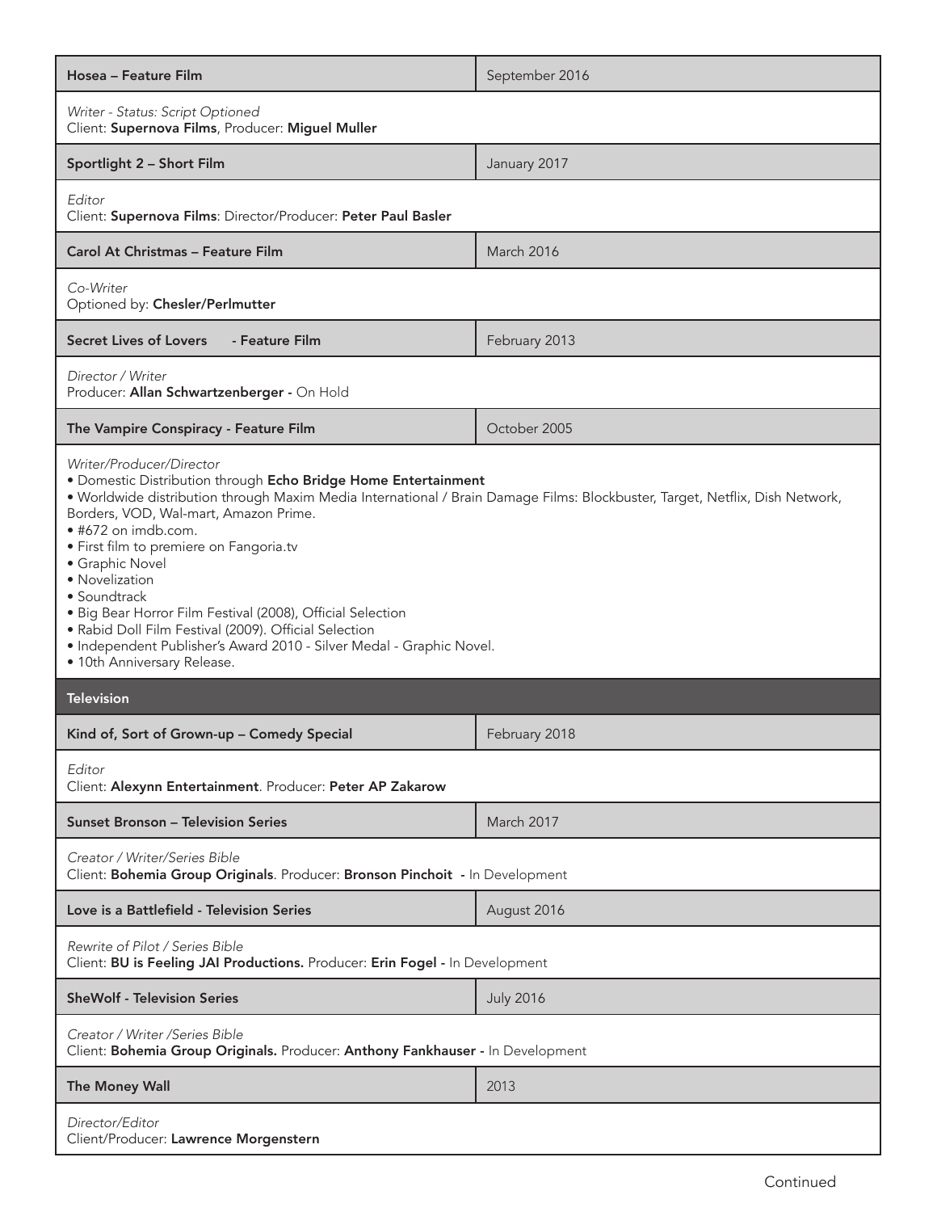| **Hosea – Feature Film** | September 2016 |
|---|---|
| *Writer - Status: Script Optioned*<br>Client: **Supernova Films**, Producer: **Miguel Muller** | |
| **Sportlight 2 – Short Film** | January 2017 |
| *Editor*<br>Client: **Supernova Films**: Director/Producer: **Peter Paul Basler** | |
| **Carol At Christmas – Feature Film** | March 2016 |
| *Co-Writer*<br>Optioned by: **Chesler/Perlmutter** | |
| **Secret Lives of Lovers - Feature Film** | February 2013 |
| *Director / Writer*<br>Producer: **Allan Schwartzenberger -** On Hold | |
| **The Vampire Conspiracy - Feature Film** | October 2005 |
| *Writer/Producer/Director*<br>• Domestic Distribution through **Echo Bridge Home Entertainment**<br>• Worldwide distribution through Maxim Media International / Brain Damage Films: Blockbuster, Target, Netflix, Dish Network, Borders, VOD, Wal-mart, Amazon Prime.<br>• #672 on imdb.com.<br>• First film to premiere on Fangoria.tv<br>• Graphic Novel<br>• Novelization<br>• Soundtrack<br>• Big Bear Horror Film Festival (2008), Official Selection<br>• Rabid Doll Film Festival (2009). Official Selection<br>• Independent Publisher's Award 2010 - Silver Medal - Graphic Novel.<br>• 10th Anniversary Release. | |

## Television

| **Kind of, Sort of Grown-up – Comedy Special** | February 2018 |
|---|---|
| *Editor*<br>Client: **Alexynn Entertainment**. Producer: **Peter AP Zakarow** | |
| **Sunset Bronson – Television Series** | March 2017 |
| *Creator / Writer/Series Bible*<br>Client: **Bohemia Group Originals**. Producer: **Bronson Pinchoit** - In Development | |
| **Love is a Battlefield - Television Series** | August 2016 |
| *Rewrite of Pilot / Series Bible*<br>Client: **BU is Feeling JAI Productions.** Producer: **Erin Fogel -** In Development | |
| **SheWolf - Television Series** | July 2016 |
| *Creator / Writer /Series Bible*<br>Client: **Bohemia Group Originals.** Producer: **Anthony Fankhauser -** In Development | |
| **The Money Wall** | 2013 |
| *Director/Editor*<br>Client/Producer: **Lawrence Morgenstern** | |

Continued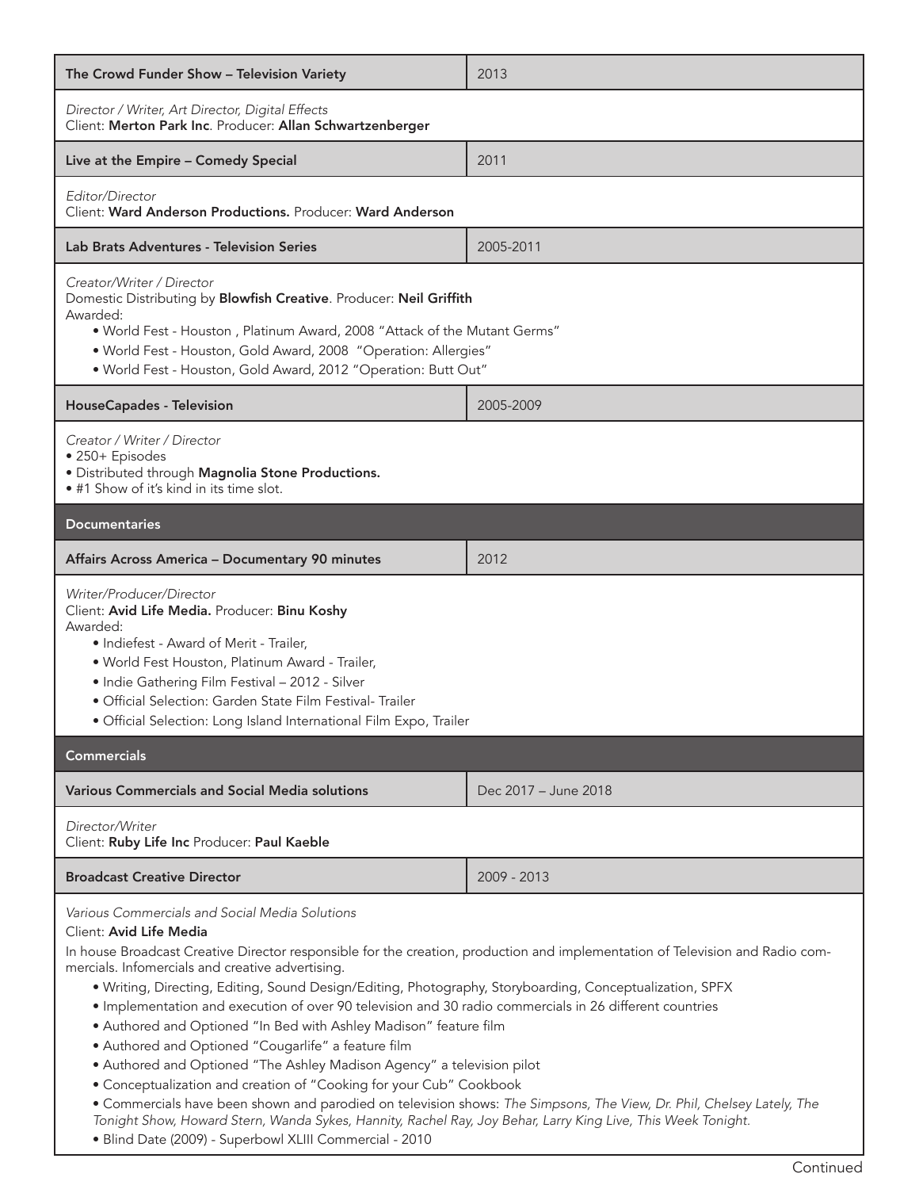| The Crowd Funder Show – Television Variety | 2013 |
|---|---|

*Director / Writer, Art Director, Digital Effects*
Client: **Merton Park Inc**. Producer: **Allan Schwartzenberger**

| Live at the Empire – Comedy Special | 2011 |
|---|---|

*Editor/Director*
Client: **Ward Anderson Productions.** Producer: **Ward Anderson**

| Lab Brats Adventures - Television Series | 2005-2011 |
|---|---|

*Creator/Writer / Director*
Domestic Distributing by **Blowfish Creative**. Producer: **Neil Griffith**
Awarded:

- World Fest - Houston , Platinum Award, 2008 "Attack of the Mutant Germs"
- World Fest - Houston, Gold Award, 2008 "Operation: Allergies"
- World Fest - Houston, Gold Award, 2012 "Operation: Butt Out"

| HouseCapades - Television | 2005-2009 |
|---|---|

*Creator / Writer / Director*

- 250+ Episodes
- Distributed through **Magnolia Stone Productions.**
- #1 Show of it's kind in its time slot.

## Documentaries

| Affairs Across America – Documentary 90 minutes | 2012 |
|---|---|

*Writer/Producer/Director*
Client: **Avid Life Media.** Producer: **Binu Koshy**
Awarded:

- Indiefest - Award of Merit - Trailer,
- World Fest Houston, Platinum Award - Trailer,
- Indie Gathering Film Festival – 2012 - Silver
- Official Selection: Garden State Film Festival- Trailer
- Official Selection: Long Island International Film Expo, Trailer

## Commercials

| Various Commercials and Social Media solutions | Dec 2017 – June 2018 |
|---|---|

*Director/Writer*
Client: **Ruby Life Inc** Producer: **Paul Kaeble**

| Broadcast Creative Director | 2009 - 2013 |
|---|---|

*Various Commercials and Social Media Solutions*

Client: **Avid Life Media**

In house Broadcast Creative Director responsible for the creation, production and implementation of Television and Radio commercials. Infomercials and creative advertising.

- Writing, Directing, Editing, Sound Design/Editing, Photography, Storyboarding, Conceptualization, SPFX
- Implementation and execution of over 90 television and 30 radio commercials in 26 different countries
- Authored and Optioned "In Bed with Ashley Madison" feature film
- Authored and Optioned "Cougarlife" a feature film
- Authored and Optioned "The Ashley Madison Agency" a television pilot
- Conceptualization and creation of "Cooking for your Cub" Cookbook
- Commercials have been shown and parodied on television shows: *The Simpsons, The View, Dr. Phil, Chelsey Lately, The Tonight Show, Howard Stern, Wanda Sykes, Hannity, Rachel Ray, Joy Behar, Larry King Live, This Week Tonight.*
- Blind Date (2009) - Superbowl XLIII Commercial - 2010

Continued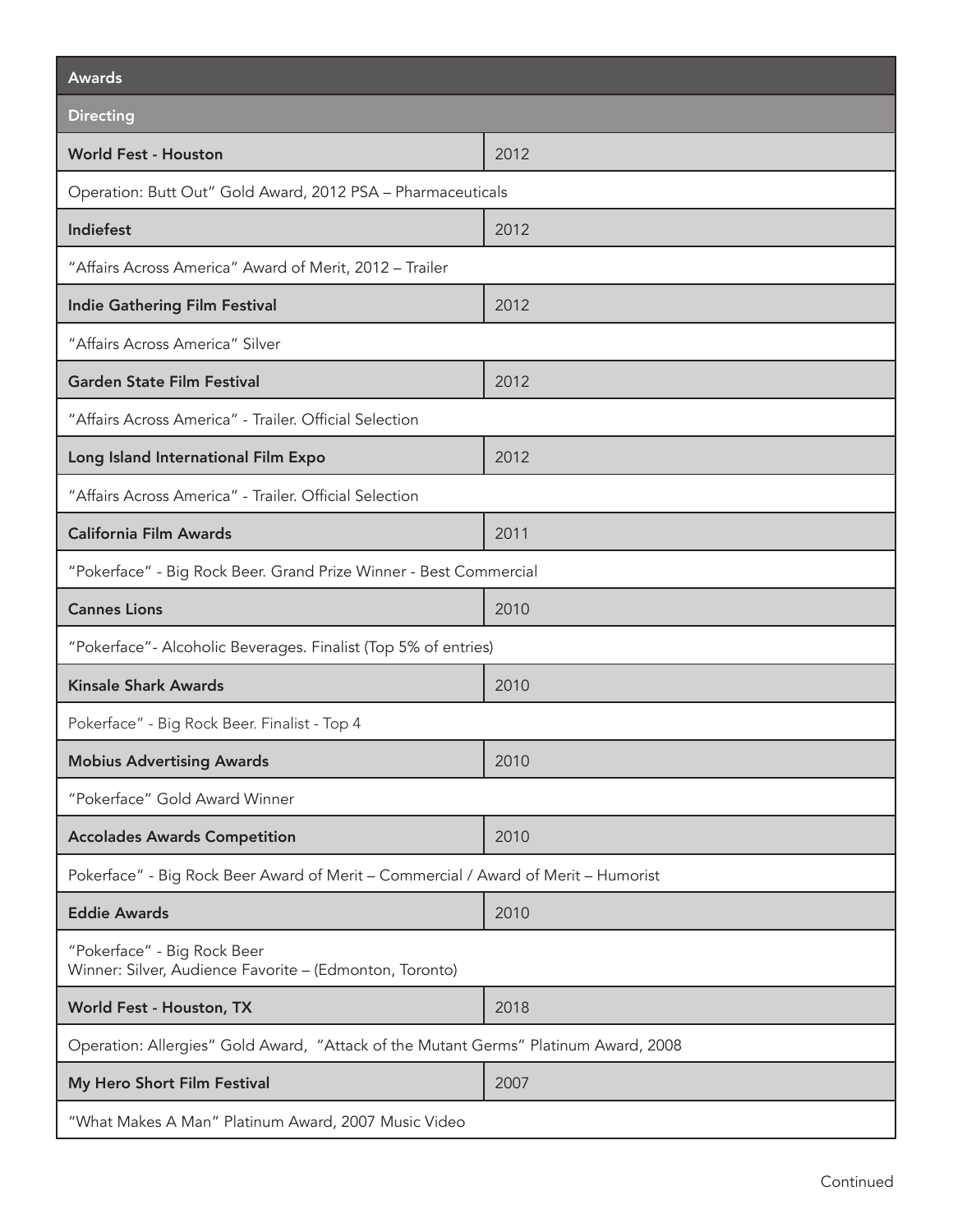| Awards | |
|---|---|
| **Directing** | |
| **World Fest - Houston** | 2012 |
| Operation: Butt Out" Gold Award, 2012 PSA – Pharmaceuticals | |
| **Indiefest** | 2012 |
| "Affairs Across America" Award of Merit, 2012 – Trailer | |
| **Indie Gathering Film Festival** | 2012 |
| "Affairs Across America" Silver | |
| **Garden State Film Festival** | 2012 |
| "Affairs Across America" - Trailer. Official Selection | |
| **Long Island International Film Expo** | 2012 |
| "Affairs Across America" - Trailer. Official Selection | |
| **California Film Awards** | 2011 |
| "Pokerface" - Big Rock Beer. Grand Prize Winner - Best Commercial | |
| **Cannes Lions** | 2010 |
| "Pokerface"- Alcoholic Beverages. Finalist (Top 5% of entries) | |
| **Kinsale Shark Awards** | 2010 |
| Pokerface" - Big Rock Beer. Finalist - Top 4 | |
| **Mobius Advertising Awards** | 2010 |
| "Pokerface" Gold Award Winner | |
| **Accolades Awards Competition** | 2010 |
| Pokerface" - Big Rock Beer Award of Merit – Commercial / Award of Merit – Humorist | |
| **Eddie Awards** | 2010 |
| "Pokerface" - Big Rock Beer<br>Winner: Silver, Audience Favorite – (Edmonton, Toronto) | |
| **World Fest - Houston, TX** | 2018 |
| Operation: Allergies" Gold Award, "Attack of the Mutant Germs" Platinum Award, 2008 | |
| **My Hero Short Film Festival** | 2007 |
| "What Makes A Man" Platinum Award, 2007 Music Video | |

Continued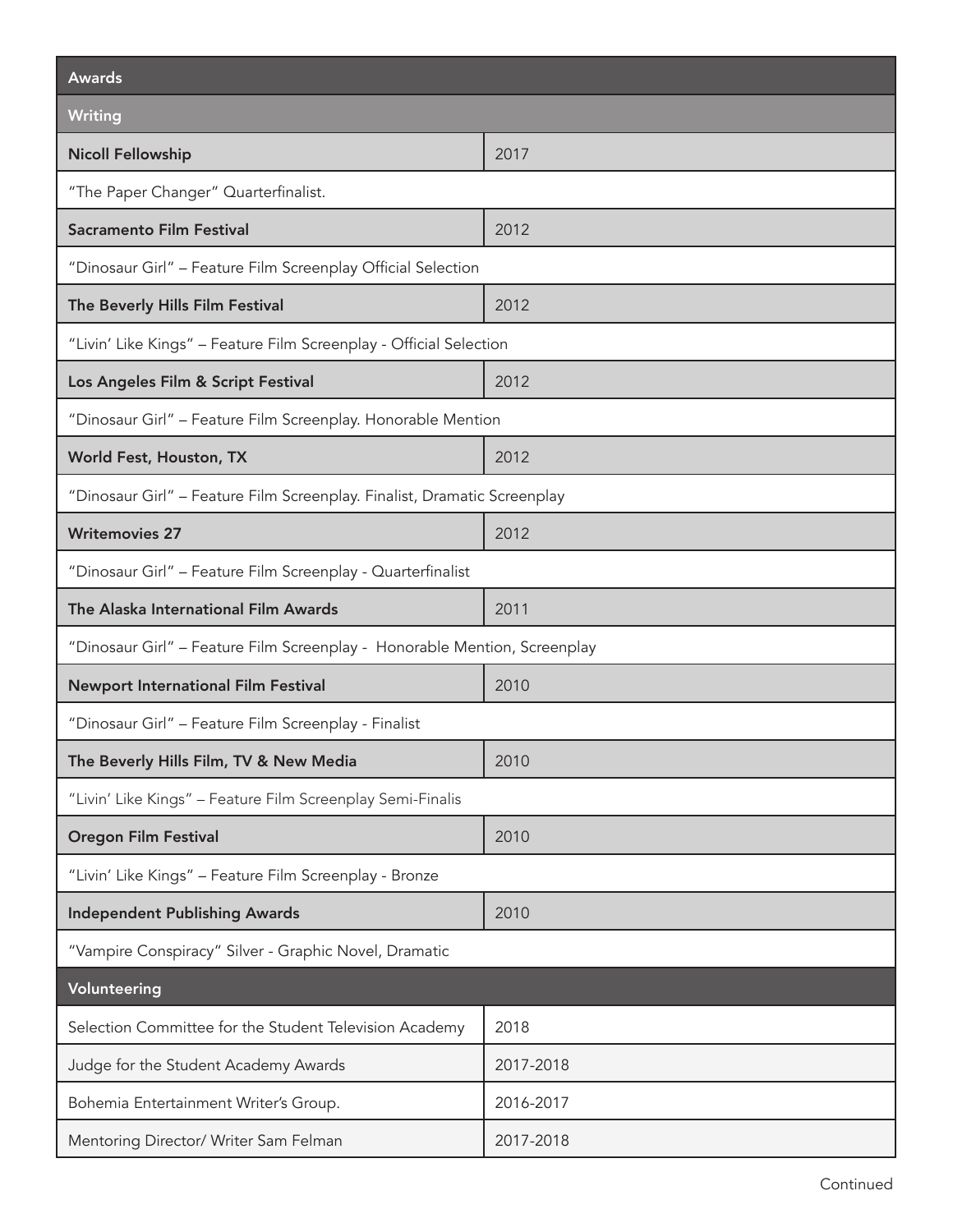| Awards | |
|---|---|
| **Writing** | |
| **Nicoll Fellowship** | 2017 |
| "The Paper Changer" Quarterfinalist. | |
| **Sacramento Film Festival** | 2012 |
| "Dinosaur Girl" – Feature Film Screenplay Official Selection | |
| **The Beverly Hills Film Festival** | 2012 |
| "Livin' Like Kings" – Feature Film Screenplay - Official Selection | |
| **Los Angeles Film & Script Festival** | 2012 |
| "Dinosaur Girl" – Feature Film Screenplay. Honorable Mention | |
| **World Fest, Houston, TX** | 2012 |
| "Dinosaur Girl" – Feature Film Screenplay. Finalist, Dramatic Screenplay | |
| **Writemovies 27** | 2012 |
| "Dinosaur Girl" – Feature Film Screenplay - Quarterfinalist | |
| **The Alaska International Film Awards** | 2011 |
| "Dinosaur Girl" – Feature Film Screenplay - Honorable Mention, Screenplay | |
| **Newport International Film Festival** | 2010 |
| "Dinosaur Girl" – Feature Film Screenplay - Finalist | |
| **The Beverly Hills Film, TV & New Media** | 2010 |
| "Livin' Like Kings" – Feature Film Screenplay Semi-Finalis | |
| **Oregon Film Festival** | 2010 |
| "Livin' Like Kings" – Feature Film Screenplay - Bronze | |
| **Independent Publishing Awards** | 2010 |
| "Vampire Conspiracy" Silver - Graphic Novel, Dramatic | |

| Volunteering | |
|---|---|
| Selection Committee for the Student Television Academy | 2018 |
| Judge for the Student Academy Awards | 2017-2018 |
| Bohemia Entertainment Writer's Group. | 2016-2017 |
| Mentoring Director/ Writer Sam Felman | 2017-2018 |

Continued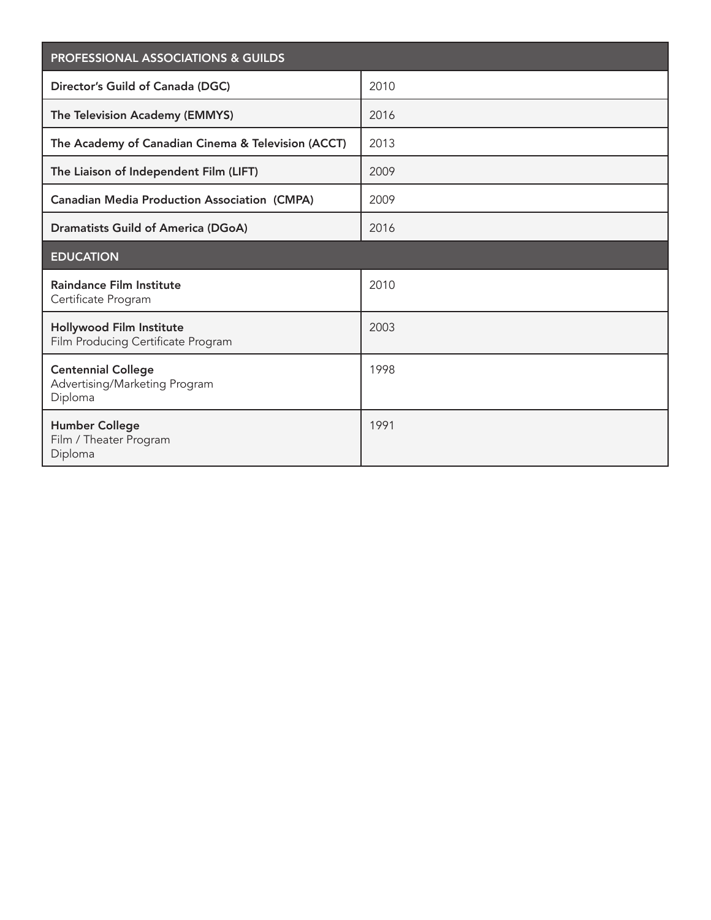| PROFESSIONAL ASSOCIATIONS & GUILDS | |
|---|---|
| **Director's Guild of Canada (DGC)** | 2010 |
| **The Television Academy (EMMYS)** | 2016 |
| **The Academy of Canadian Cinema & Television (ACCT)** | 2013 |
| **The Liaison of Independent Film (LIFT)** | 2009 |
| **Canadian Media Production Association (CMPA)** | 2009 |
| **Dramatists Guild of America (DGoA)** | 2016 |

| EDUCATION | |
|---|---|
| **Raindance Film Institute**<br>Certificate Program | 2010 |
| **Hollywood Film Institute**<br>Film Producing Certificate Program | 2003 |
| **Centennial College**<br>Advertising/Marketing Program<br>Diploma | 1998 |
| **Humber College**<br>Film / Theater Program<br>Diploma | 1991 |